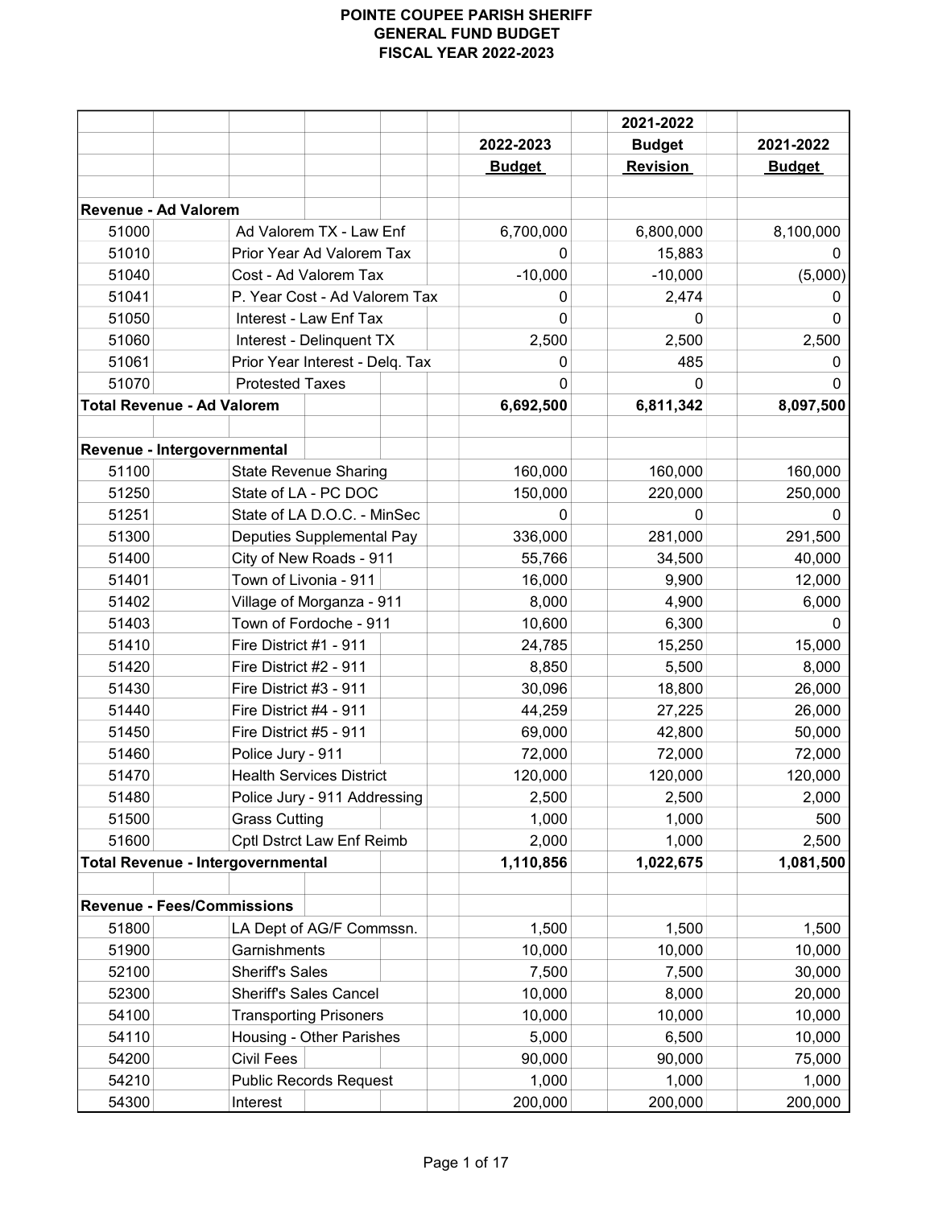# POINTE COUPEE PARISH SHERIFF
## GENERAL FUND BUDGET
## FISCAL YEAR 2022-2023

| | | 2022-2023 Budget | 2021-2022 Budget Revision | 2021-2022 Budget |
|---|---|---|---|---|
| **Revenue - Ad Valorem** | | | | |
| 51000 | Ad Valorem TX - Law Enf | 6,700,000 | 6,800,000 | 8,100,000 |
| 51010 | Prior Year Ad Valorem Tax | 0 | 15,883 | 0 |
| 51040 | Cost - Ad Valorem Tax | -10,000 | -10,000 | (5,000) |
| 51041 | P. Year Cost - Ad Valorem Tax | 0 | 2,474 | 0 |
| 51050 | Interest - Law Enf Tax | 0 | 0 | 0 |
| 51060 | Interest - Delinquent TX | 2,500 | 2,500 | 2,500 |
| 51061 | Prior Year Interest - Delq. Tax | 0 | 485 | 0 |
| 51070 | Protested Taxes | 0 | 0 | 0 |
| **Total Revenue - Ad Valorem** | | **6,692,500** | **6,811,342** | **8,097,500** |
| | | | | |
| **Revenue - Intergovernmental** | | | | |
| 51100 | State Revenue Sharing | 160,000 | 160,000 | 160,000 |
| 51250 | State of LA - PC DOC | 150,000 | 220,000 | 250,000 |
| 51251 | State of LA D.O.C. - MinSec | 0 | 0 | 0 |
| 51300 | Deputies Supplemental Pay | 336,000 | 281,000 | 291,500 |
| 51400 | City of New Roads - 911 | 55,766 | 34,500 | 40,000 |
| 51401 | Town of Livonia - 911 | 16,000 | 9,900 | 12,000 |
| 51402 | Village of Morganza - 911 | 8,000 | 4,900 | 6,000 |
| 51403 | Town of Fordoche - 911 | 10,600 | 6,300 | 0 |
| 51410 | Fire District #1 - 911 | 24,785 | 15,250 | 15,000 |
| 51420 | Fire District #2 - 911 | 8,850 | 5,500 | 8,000 |
| 51430 | Fire District #3 - 911 | 30,096 | 18,800 | 26,000 |
| 51440 | Fire District #4 - 911 | 44,259 | 27,225 | 26,000 |
| 51450 | Fire District #5 - 911 | 69,000 | 42,800 | 50,000 |
| 51460 | Police Jury - 911 | 72,000 | 72,000 | 72,000 |
| 51470 | Health Services District | 120,000 | 120,000 | 120,000 |
| 51480 | Police Jury - 911 Addressing | 2,500 | 2,500 | 2,000 |
| 51500 | Grass Cutting | 1,000 | 1,000 | 500 |
| 51600 | Cptl Dstrct Law Enf Reimb | 2,000 | 1,000 | 2,500 |
| **Total Revenue - Intergovernmental** | | **1,110,856** | **1,022,675** | **1,081,500** |
| | | | | |
| **Revenue - Fees/Commissions** | | | | |
| 51800 | LA Dept of AG/F Commssn. | 1,500 | 1,500 | 1,500 |
| 51900 | Garnishments | 10,000 | 10,000 | 10,000 |
| 52100 | Sheriff's Sales | 7,500 | 7,500 | 30,000 |
| 52300 | Sheriff's Sales Cancel | 10,000 | 8,000 | 20,000 |
| 54100 | Transporting Prisoners | 10,000 | 10,000 | 10,000 |
| 54110 | Housing - Other Parishes | 5,000 | 6,500 | 10,000 |
| 54200 | Civil Fees | 90,000 | 90,000 | 75,000 |
| 54210 | Public Records Request | 1,000 | 1,000 | 1,000 |
| 54300 | Interest | 200,000 | 200,000 | 200,000 |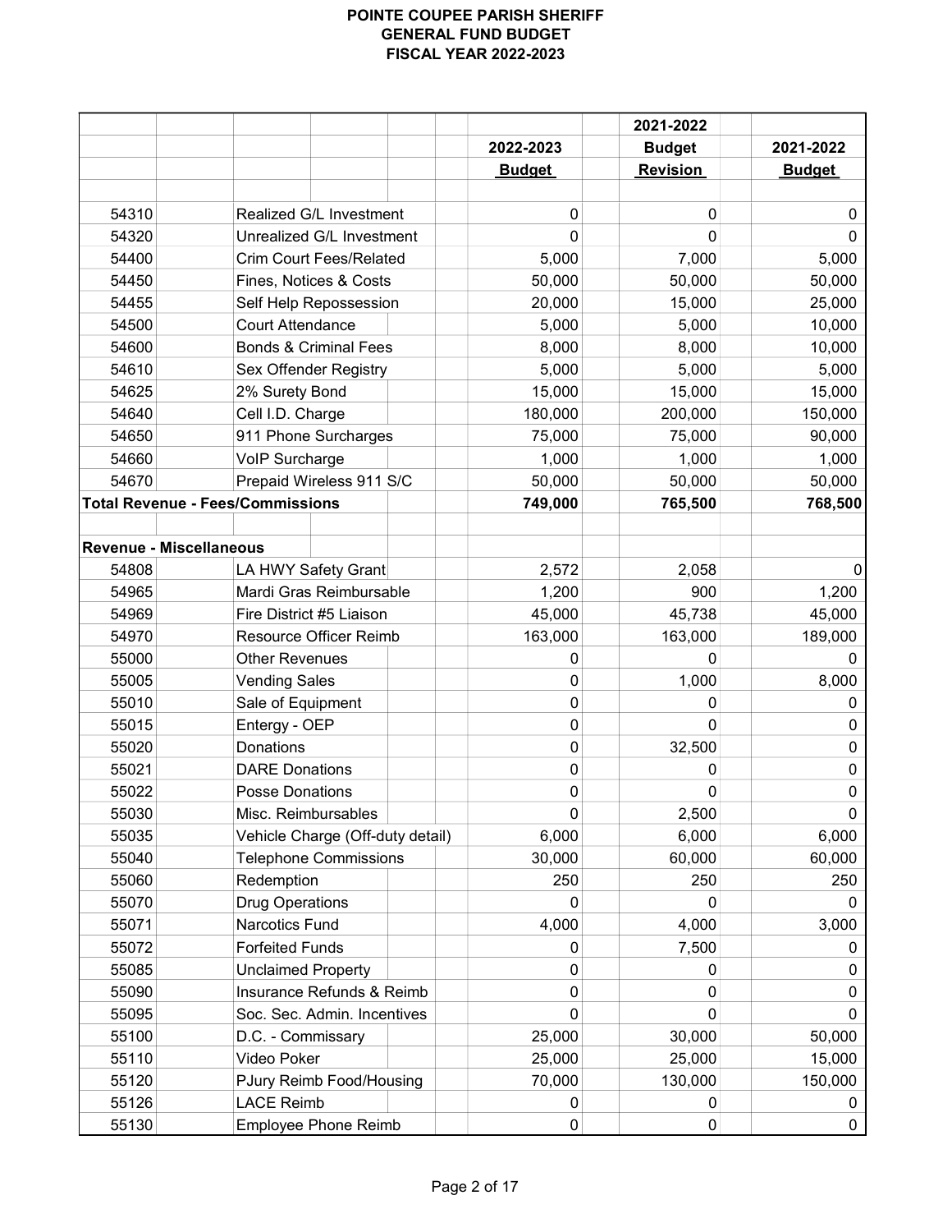# POINTE COUPEE PARISH SHERIFF
## GENERAL FUND BUDGET
## FISCAL YEAR 2022-2023

| | | 2022-2023 Budget | 2021-2022 Budget Revision | 2021-2022 Budget |
|---|---|---|---|---|
| 54310 | Realized G/L Investment | 0 | 0 | 0 |
| 54320 | Unrealized G/L Investment | 0 | 0 | 0 |
| 54400 | Crim Court Fees/Related | 5,000 | 7,000 | 5,000 |
| 54450 | Fines, Notices & Costs | 50,000 | 50,000 | 50,000 |
| 54455 | Self Help Repossession | 20,000 | 15,000 | 25,000 |
| 54500 | Court Attendance | 5,000 | 5,000 | 10,000 |
| 54600 | Bonds & Criminal Fees | 8,000 | 8,000 | 10,000 |
| 54610 | Sex Offender Registry | 5,000 | 5,000 | 5,000 |
| 54625 | 2% Surety Bond | 15,000 | 15,000 | 15,000 |
| 54640 | Cell I.D. Charge | 180,000 | 200,000 | 150,000 |
| 54650 | 911 Phone Surcharges | 75,000 | 75,000 | 90,000 |
| 54660 | VoIP Surcharge | 1,000 | 1,000 | 1,000 |
| 54670 | Prepaid Wireless 911 S/C | 50,000 | 50,000 | 50,000 |
| **Total Revenue - Fees/Commissions** | | **749,000** | **765,500** | **768,500** |
| | | | | |
| **Revenue - Miscellaneous** | | | | |
| 54808 | LA HWY Safety Grant | 2,572 | 2,058 | 0 |
| 54965 | Mardi Gras Reimbursable | 1,200 | 900 | 1,200 |
| 54969 | Fire District #5 Liaison | 45,000 | 45,738 | 45,000 |
| 54970 | Resource Officer Reimb | 163,000 | 163,000 | 189,000 |
| 55000 | Other Revenues | 0 | 0 | 0 |
| 55005 | Vending Sales | 0 | 1,000 | 8,000 |
| 55010 | Sale of Equipment | 0 | 0 | 0 |
| 55015 | Entergy - OEP | 0 | 0 | 0 |
| 55020 | Donations | 0 | 32,500 | 0 |
| 55021 | DARE Donations | 0 | 0 | 0 |
| 55022 | Posse Donations | 0 | 0 | 0 |
| 55030 | Misc. Reimbursables | 0 | 2,500 | 0 |
| 55035 | Vehicle Charge (Off-duty detail) | 6,000 | 6,000 | 6,000 |
| 55040 | Telephone Commissions | 30,000 | 60,000 | 60,000 |
| 55060 | Redemption | 250 | 250 | 250 |
| 55070 | Drug Operations | 0 | 0 | 0 |
| 55071 | Narcotics Fund | 4,000 | 4,000 | 3,000 |
| 55072 | Forfeited Funds | 0 | 7,500 | 0 |
| 55085 | Unclaimed Property | 0 | 0 | 0 |
| 55090 | Insurance Refunds & Reimb | 0 | 0 | 0 |
| 55095 | Soc. Sec. Admin. Incentives | 0 | 0 | 0 |
| 55100 | D.C. - Commissary | 25,000 | 30,000 | 50,000 |
| 55110 | Video Poker | 25,000 | 25,000 | 15,000 |
| 55120 | PJury Reimb Food/Housing | 70,000 | 130,000 | 150,000 |
| 55126 | LACE Reimb | 0 | 0 | 0 |
| 55130 | Employee Phone Reimb | 0 | 0 | 0 |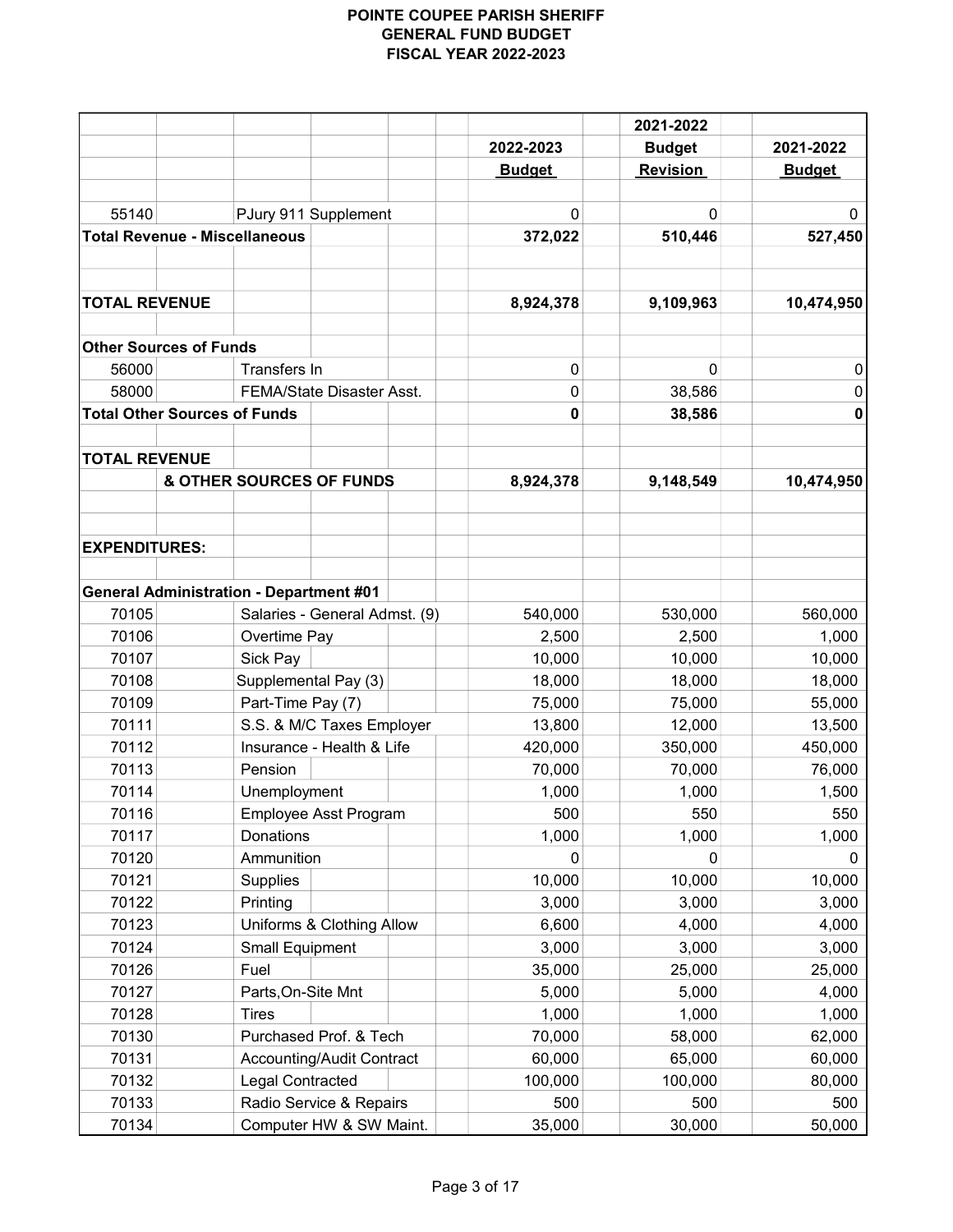**POINTE COUPEE PARISH SHERIFF**
**GENERAL FUND BUDGET**
**FISCAL YEAR 2022-2023**

| | | 2022-2023 Budget | 2021-2022 Budget Revision | 2021-2022 Budget |
|---|---|---|---|---|
| 55140 | PJury 911 Supplement | 0 | 0 | 0 |
| **Total Revenue - Miscellaneous** | | **372,022** | **510,446** | **527,450** |
| | | | | |
| **TOTAL REVENUE** | | **8,924,378** | **9,109,963** | **10,474,950** |
| | | | | |
| **Other Sources of Funds** | | | | |
| 56000 | Transfers In | 0 | 0 | 0 |
| 58000 | FEMA/State Disaster Asst. | 0 | 38,586 | 0 |
| **Total Other Sources of Funds** | | **0** | **38,586** | **0** |
| | | | | |
| **TOTAL REVENUE & OTHER SOURCES OF FUNDS** | | **8,924,378** | **9,148,549** | **10,474,950** |
| | | | | |
| **EXPENDITURES:** | | | | |
| | | | | |
| **General Administration - Department #01** | | | | |
| 70105 | Salaries - General Admst. (9) | 540,000 | 530,000 | 560,000 |
| 70106 | Overtime Pay | 2,500 | 2,500 | 1,000 |
| 70107 | Sick Pay | 10,000 | 10,000 | 10,000 |
| 70108 | Supplemental Pay (3) | 18,000 | 18,000 | 18,000 |
| 70109 | Part-Time Pay (7) | 75,000 | 75,000 | 55,000 |
| 70111 | S.S. & M/C Taxes Employer | 13,800 | 12,000 | 13,500 |
| 70112 | Insurance - Health & Life | 420,000 | 350,000 | 450,000 |
| 70113 | Pension | 70,000 | 70,000 | 76,000 |
| 70114 | Unemployment | 1,000 | 1,000 | 1,500 |
| 70116 | Employee Asst Program | 500 | 550 | 550 |
| 70117 | Donations | 1,000 | 1,000 | 1,000 |
| 70120 | Ammunition | 0 | 0 | 0 |
| 70121 | Supplies | 10,000 | 10,000 | 10,000 |
| 70122 | Printing | 3,000 | 3,000 | 3,000 |
| 70123 | Uniforms & Clothing Allow | 6,600 | 4,000 | 4,000 |
| 70124 | Small Equipment | 3,000 | 3,000 | 3,000 |
| 70126 | Fuel | 35,000 | 25,000 | 25,000 |
| 70127 | Parts,On-Site Mnt | 5,000 | 5,000 | 4,000 |
| 70128 | Tires | 1,000 | 1,000 | 1,000 |
| 70130 | Purchased Prof. & Tech | 70,000 | 58,000 | 62,000 |
| 70131 | Accounting/Audit Contract | 60,000 | 65,000 | 60,000 |
| 70132 | Legal Contracted | 100,000 | 100,000 | 80,000 |
| 70133 | Radio Service & Repairs | 500 | 500 | 500 |
| 70134 | Computer HW & SW Maint. | 35,000 | 30,000 | 50,000 |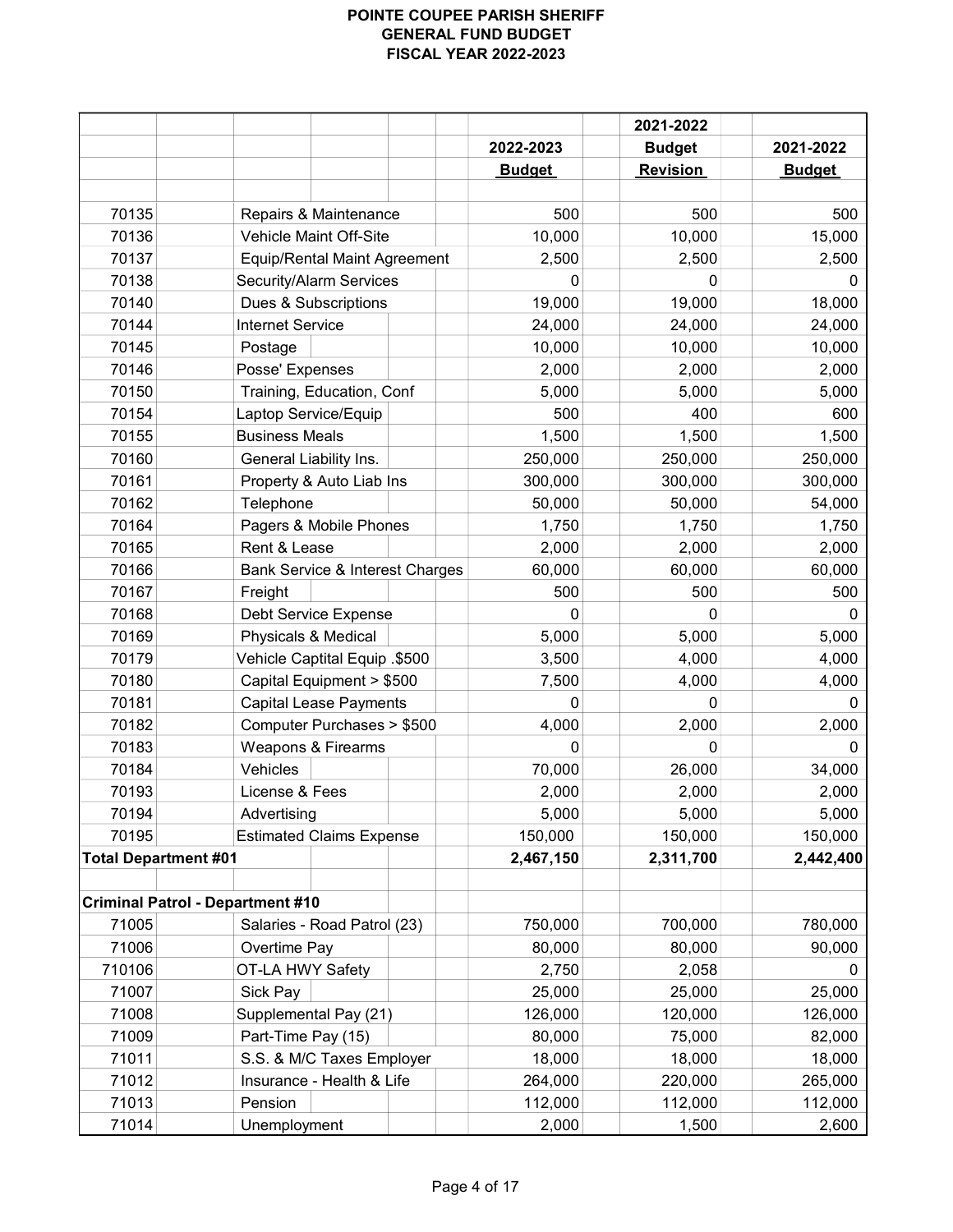# POINTE COUPEE PARISH SHERIFF
## GENERAL FUND BUDGET
## FISCAL YEAR 2022-2023

| | | 2022-2023 Budget | 2021-2022 Budget Revision | 2021-2022 Budget |
|---|---|---|---|---|
| 70135 | Repairs & Maintenance | 500 | 500 | 500 |
| 70136 | Vehicle Maint Off-Site | 10,000 | 10,000 | 15,000 |
| 70137 | Equip/Rental Maint Agreement | 2,500 | 2,500 | 2,500 |
| 70138 | Security/Alarm Services | 0 | 0 | 0 |
| 70140 | Dues & Subscriptions | 19,000 | 19,000 | 18,000 |
| 70144 | Internet Service | 24,000 | 24,000 | 24,000 |
| 70145 | Postage | 10,000 | 10,000 | 10,000 |
| 70146 | Posse' Expenses | 2,000 | 2,000 | 2,000 |
| 70150 | Training, Education, Conf | 5,000 | 5,000 | 5,000 |
| 70154 | Laptop Service/Equip | 500 | 400 | 600 |
| 70155 | Business Meals | 1,500 | 1,500 | 1,500 |
| 70160 | General Liability Ins. | 250,000 | 250,000 | 250,000 |
| 70161 | Property & Auto Liab Ins | 300,000 | 300,000 | 300,000 |
| 70162 | Telephone | 50,000 | 50,000 | 54,000 |
| 70164 | Pagers & Mobile Phones | 1,750 | 1,750 | 1,750 |
| 70165 | Rent & Lease | 2,000 | 2,000 | 2,000 |
| 70166 | Bank Service & Interest Charges | 60,000 | 60,000 | 60,000 |
| 70167 | Freight | 500 | 500 | 500 |
| 70168 | Debt Service Expense | 0 | 0 | 0 |
| 70169 | Physicals & Medical | 5,000 | 5,000 | 5,000 |
| 70179 | Vehicle Captital Equip .$500 | 3,500 | 4,000 | 4,000 |
| 70180 | Capital Equipment > $500 | 7,500 | 4,000 | 4,000 |
| 70181 | Capital Lease Payments | 0 | 0 | 0 |
| 70182 | Computer Purchases > $500 | 4,000 | 2,000 | 2,000 |
| 70183 | Weapons & Firearms | 0 | 0 | 0 |
| 70184 | Vehicles | 70,000 | 26,000 | 34,000 |
| 70193 | License & Fees | 2,000 | 2,000 | 2,000 |
| 70194 | Advertising | 5,000 | 5,000 | 5,000 |
| 70195 | Estimated Claims Expense | 150,000 | 150,000 | 150,000 |
| **Total Department #01** | | **2,467,150** | **2,311,700** | **2,442,400** |
| | | | | |
| **Criminal Patrol - Department #10** | | | | |
| 71005 | Salaries - Road Patrol (23) | 750,000 | 700,000 | 780,000 |
| 71006 | Overtime Pay | 80,000 | 80,000 | 90,000 |
| 710106 | OT-LA HWY Safety | 2,750 | 2,058 | 0 |
| 71007 | Sick Pay | 25,000 | 25,000 | 25,000 |
| 71008 | Supplemental Pay (21) | 126,000 | 120,000 | 126,000 |
| 71009 | Part-Time Pay (15) | 80,000 | 75,000 | 82,000 |
| 71011 | S.S. & M/C Taxes Employer | 18,000 | 18,000 | 18,000 |
| 71012 | Insurance - Health & Life | 264,000 | 220,000 | 265,000 |
| 71013 | Pension | 112,000 | 112,000 | 112,000 |
| 71014 | Unemployment | 2,000 | 1,500 | 2,600 |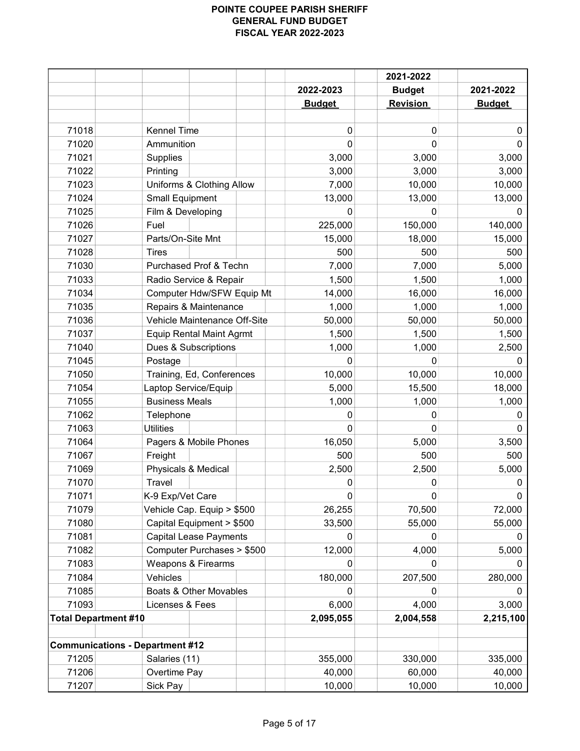# POINTE COUPEE PARISH SHERIFF
## GENERAL FUND BUDGET
## FISCAL YEAR 2022-2023

| | | 2022-2023 Budget | 2021-2022 Budget Revision | 2021-2022 Budget |
|---|---|---|---|---|
| 71018 | Kennel Time | 0 | 0 | 0 |
| 71020 | Ammunition | 0 | 0 | 0 |
| 71021 | Supplies | 3,000 | 3,000 | 3,000 |
| 71022 | Printing | 3,000 | 3,000 | 3,000 |
| 71023 | Uniforms & Clothing Allow | 7,000 | 10,000 | 10,000 |
| 71024 | Small Equipment | 13,000 | 13,000 | 13,000 |
| 71025 | Film & Developing | 0 | 0 | 0 |
| 71026 | Fuel | 225,000 | 150,000 | 140,000 |
| 71027 | Parts/On-Site Mnt | 15,000 | 18,000 | 15,000 |
| 71028 | Tires | 500 | 500 | 500 |
| 71030 | Purchased Prof & Techn | 7,000 | 7,000 | 5,000 |
| 71033 | Radio Service & Repair | 1,500 | 1,500 | 1,000 |
| 71034 | Computer Hdw/SFW Equip Mt | 14,000 | 16,000 | 16,000 |
| 71035 | Repairs & Maintenance | 1,000 | 1,000 | 1,000 |
| 71036 | Vehicle Maintenance Off-Site | 50,000 | 50,000 | 50,000 |
| 71037 | Equip Rental Maint Agrmt | 1,500 | 1,500 | 1,500 |
| 71040 | Dues & Subscriptions | 1,000 | 1,000 | 2,500 |
| 71045 | Postage | 0 | 0 | 0 |
| 71050 | Training, Ed, Conferences | 10,000 | 10,000 | 10,000 |
| 71054 | Laptop Service/Equip | 5,000 | 15,500 | 18,000 |
| 71055 | Business Meals | 1,000 | 1,000 | 1,000 |
| 71062 | Telephone | 0 | 0 | 0 |
| 71063 | Utilities | 0 | 0 | 0 |
| 71064 | Pagers & Mobile Phones | 16,050 | 5,000 | 3,500 |
| 71067 | Freight | 500 | 500 | 500 |
| 71069 | Physicals & Medical | 2,500 | 2,500 | 5,000 |
| 71070 | Travel | 0 | 0 | 0 |
| 71071 | K-9 Exp/Vet Care | 0 | 0 | 0 |
| 71079 | Vehicle Cap. Equip > $500 | 26,255 | 70,500 | 72,000 |
| 71080 | Capital Equipment > $500 | 33,500 | 55,000 | 55,000 |
| 71081 | Capital Lease Payments | 0 | 0 | 0 |
| 71082 | Computer Purchases > $500 | 12,000 | 4,000 | 5,000 |
| 71083 | Weapons & Firearms | 0 | 0 | 0 |
| 71084 | Vehicles | 180,000 | 207,500 | 280,000 |
| 71085 | Boats & Other Movables | 0 | 0 | 0 |
| 71093 | Licenses & Fees | 6,000 | 4,000 | 3,000 |
| **Total Department #10** | | **2,095,055** | **2,004,558** | **2,215,100** |
| | | | | |
| **Communications - Department #12** | | | | |
| 71205 | Salaries (11) | 355,000 | 330,000 | 335,000 |
| 71206 | Overtime Pay | 40,000 | 60,000 | 40,000 |
| 71207 | Sick Pay | 10,000 | 10,000 | 10,000 |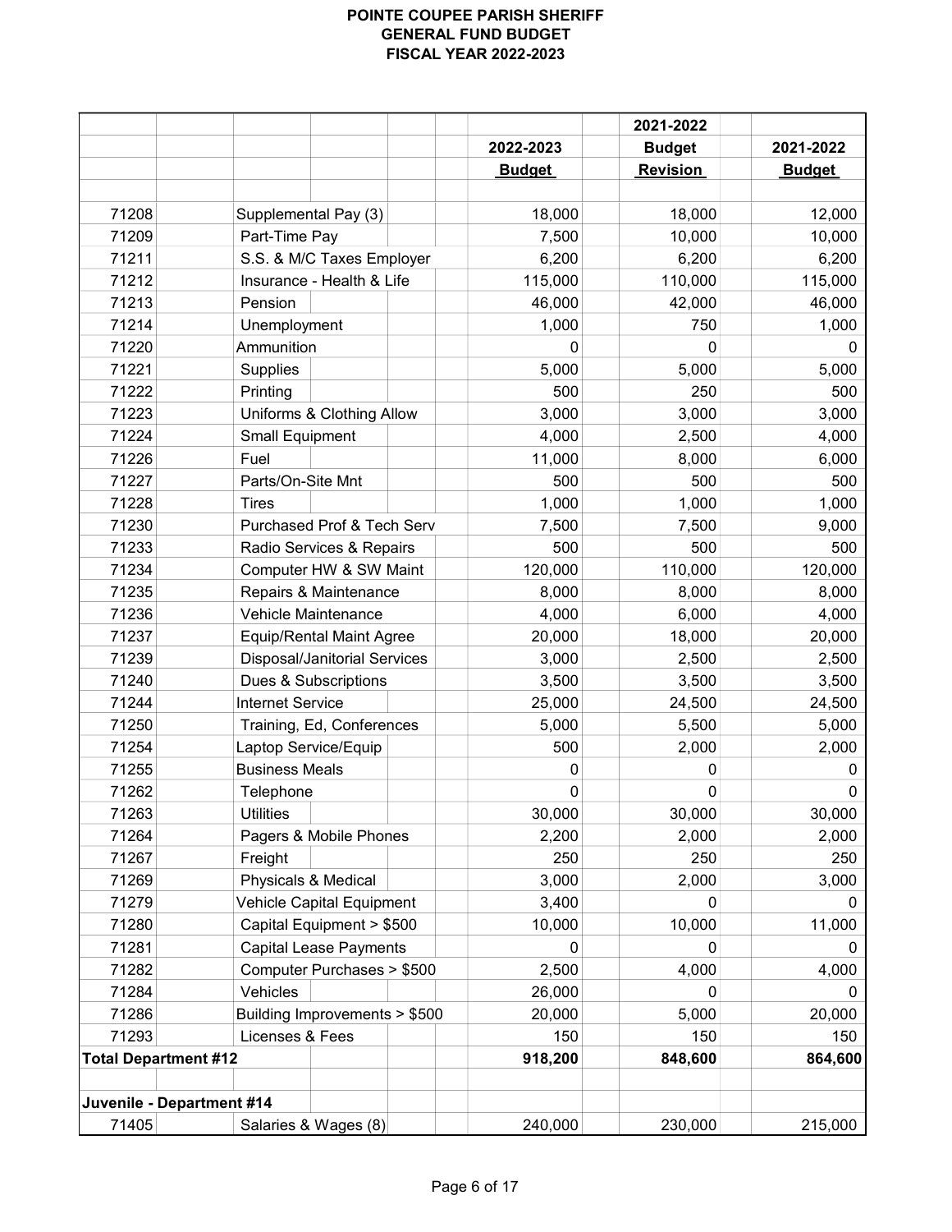# POINTE COUPEE PARISH SHERIFF
## GENERAL FUND BUDGET
## FISCAL YEAR 2022-2023

| | | 2022-2023 Budget | 2021-2022 Budget Revision | 2021-2022 Budget |
|---|---|---|---|---|
| 71208 | Supplemental Pay (3) | 18,000 | 18,000 | 12,000 |
| 71209 | Part-Time Pay | 7,500 | 10,000 | 10,000 |
| 71211 | S.S. & M/C Taxes Employer | 6,200 | 6,200 | 6,200 |
| 71212 | Insurance - Health & Life | 115,000 | 110,000 | 115,000 |
| 71213 | Pension | 46,000 | 42,000 | 46,000 |
| 71214 | Unemployment | 1,000 | 750 | 1,000 |
| 71220 | Ammunition | 0 | 0 | 0 |
| 71221 | Supplies | 5,000 | 5,000 | 5,000 |
| 71222 | Printing | 500 | 250 | 500 |
| 71223 | Uniforms & Clothing Allow | 3,000 | 3,000 | 3,000 |
| 71224 | Small Equipment | 4,000 | 2,500 | 4,000 |
| 71226 | Fuel | 11,000 | 8,000 | 6,000 |
| 71227 | Parts/On-Site Mnt | 500 | 500 | 500 |
| 71228 | Tires | 1,000 | 1,000 | 1,000 |
| 71230 | Purchased Prof & Tech Serv | 7,500 | 7,500 | 9,000 |
| 71233 | Radio Services & Repairs | 500 | 500 | 500 |
| 71234 | Computer HW & SW Maint | 120,000 | 110,000 | 120,000 |
| 71235 | Repairs & Maintenance | 8,000 | 8,000 | 8,000 |
| 71236 | Vehicle Maintenance | 4,000 | 6,000 | 4,000 |
| 71237 | Equip/Rental Maint Agree | 20,000 | 18,000 | 20,000 |
| 71239 | Disposal/Janitorial Services | 3,000 | 2,500 | 2,500 |
| 71240 | Dues & Subscriptions | 3,500 | 3,500 | 3,500 |
| 71244 | Internet Service | 25,000 | 24,500 | 24,500 |
| 71250 | Training, Ed, Conferences | 5,000 | 5,500 | 5,000 |
| 71254 | Laptop Service/Equip | 500 | 2,000 | 2,000 |
| 71255 | Business Meals | 0 | 0 | 0 |
| 71262 | Telephone | 0 | 0 | 0 |
| 71263 | Utilities | 30,000 | 30,000 | 30,000 |
| 71264 | Pagers & Mobile Phones | 2,200 | 2,000 | 2,000 |
| 71267 | Freight | 250 | 250 | 250 |
| 71269 | Physicals & Medical | 3,000 | 2,000 | 3,000 |
| 71279 | Vehicle Capital Equipment | 3,400 | 0 | 0 |
| 71280 | Capital Equipment > $500 | 10,000 | 10,000 | 11,000 |
| 71281 | Capital Lease Payments | 0 | 0 | 0 |
| 71282 | Computer Purchases > $500 | 2,500 | 4,000 | 4,000 |
| 71284 | Vehicles | 26,000 | 0 | 0 |
| 71286 | Building Improvements > $500 | 20,000 | 5,000 | 20,000 |
| 71293 | Licenses & Fees | 150 | 150 | 150 |
| **Total Department #12** | | **918,200** | **848,600** | **864,600** |
| | | | | |
| **Juvenile - Department #14** | | | | |
| 71405 | Salaries & Wages (8) | 240,000 | 230,000 | 215,000 |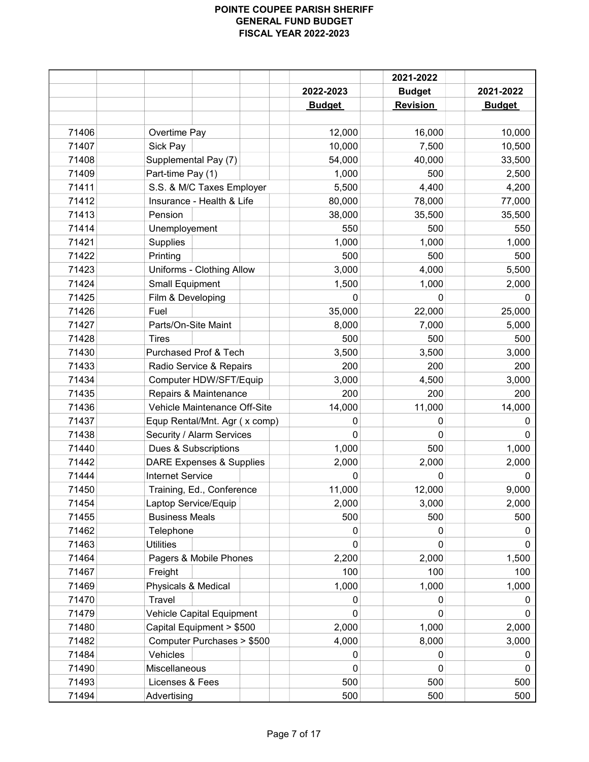# POINTE COUPEE PARISH SHERIFF
## GENERAL FUND BUDGET
## FISCAL YEAR 2022-2023

| | | 2022-2023 Budget | 2021-2022 Budget Revision | 2021-2022 Budget |
|---|---|---|---|---|
| 71406 | Overtime Pay | 12,000 | 16,000 | 10,000 |
| 71407 | Sick Pay | 10,000 | 7,500 | 10,500 |
| 71408 | Supplemental Pay (7) | 54,000 | 40,000 | 33,500 |
| 71409 | Part-time Pay (1) | 1,000 | 500 | 2,500 |
| 71411 | S.S. & M/C Taxes Employer | 5,500 | 4,400 | 4,200 |
| 71412 | Insurance - Health & Life | 80,000 | 78,000 | 77,000 |
| 71413 | Pension | 38,000 | 35,500 | 35,500 |
| 71414 | Unemployement | 550 | 500 | 550 |
| 71421 | Supplies | 1,000 | 1,000 | 1,000 |
| 71422 | Printing | 500 | 500 | 500 |
| 71423 | Uniforms - Clothing Allow | 3,000 | 4,000 | 5,500 |
| 71424 | Small Equipment | 1,500 | 1,000 | 2,000 |
| 71425 | Film & Developing | 0 | 0 | 0 |
| 71426 | Fuel | 35,000 | 22,000 | 25,000 |
| 71427 | Parts/On-Site Maint | 8,000 | 7,000 | 5,000 |
| 71428 | Tires | 500 | 500 | 500 |
| 71430 | Purchased Prof & Tech | 3,500 | 3,500 | 3,000 |
| 71433 | Radio Service & Repairs | 200 | 200 | 200 |
| 71434 | Computer HDW/SFT/Equip | 3,000 | 4,500 | 3,000 |
| 71435 | Repairs & Maintenance | 200 | 200 | 200 |
| 71436 | Vehicle Maintenance Off-Site | 14,000 | 11,000 | 14,000 |
| 71437 | Equp Rental/Mnt. Agr ( x comp) | 0 | 0 | 0 |
| 71438 | Security / Alarm Services | 0 | 0 | 0 |
| 71440 | Dues & Subscriptions | 1,000 | 500 | 1,000 |
| 71442 | DARE Expenses & Supplies | 2,000 | 2,000 | 2,000 |
| 71444 | Internet Service | 0 | 0 | 0 |
| 71450 | Training, Ed., Conference | 11,000 | 12,000 | 9,000 |
| 71454 | Laptop Service/Equip | 2,000 | 3,000 | 2,000 |
| 71455 | Business Meals | 500 | 500 | 500 |
| 71462 | Telephone | 0 | 0 | 0 |
| 71463 | Utilities | 0 | 0 | 0 |
| 71464 | Pagers & Mobile Phones | 2,200 | 2,000 | 1,500 |
| 71467 | Freight | 100 | 100 | 100 |
| 71469 | Physicals & Medical | 1,000 | 1,000 | 1,000 |
| 71470 | Travel | 0 | 0 | 0 |
| 71479 | Vehicle Capital Equipment | 0 | 0 | 0 |
| 71480 | Capital Equipment > $500 | 2,000 | 1,000 | 2,000 |
| 71482 | Computer Purchases > $500 | 4,000 | 8,000 | 3,000 |
| 71484 | Vehicles | 0 | 0 | 0 |
| 71490 | Miscellaneous | 0 | 0 | 0 |
| 71493 | Licenses & Fees | 500 | 500 | 500 |
| 71494 | Advertising | 500 | 500 | 500 |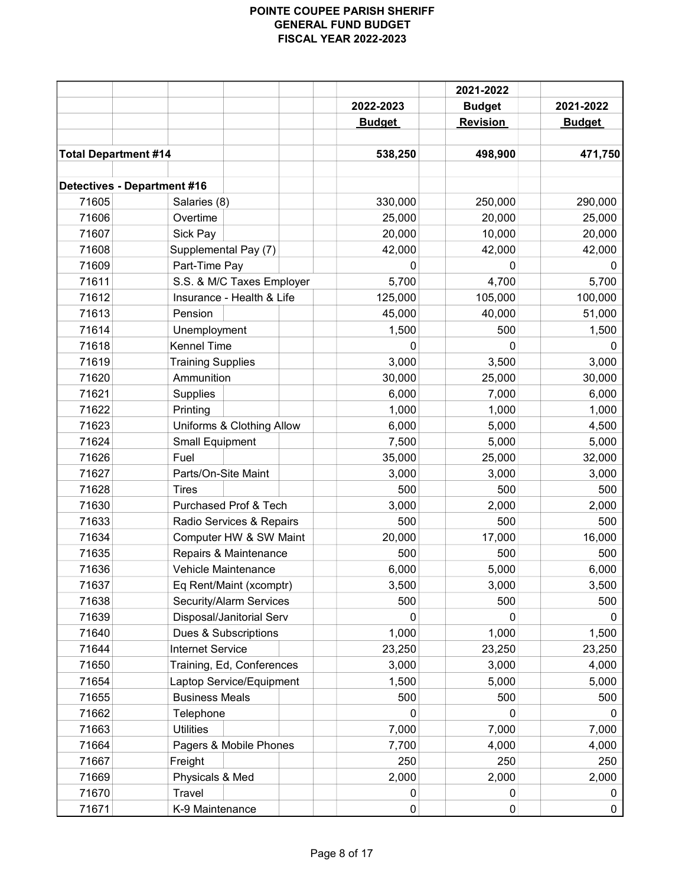# POINTE COUPEE PARISH SHERIFF
## GENERAL FUND BUDGET
## FISCAL YEAR 2022-2023

| | | 2022-2023 Budget | 2021-2022 Budget Revision | 2021-2022 Budget |
|---|---|---|---|---|
| **Total Department #14** | | **538,250** | **498,900** | **471,750** |
| **Detectives - Department #16** | | | | |
| 71605 | Salaries (8) | 330,000 | 250,000 | 290,000 |
| 71606 | Overtime | 25,000 | 20,000 | 25,000 |
| 71607 | Sick Pay | 20,000 | 10,000 | 20,000 |
| 71608 | Supplemental Pay (7) | 42,000 | 42,000 | 42,000 |
| 71609 | Part-Time Pay | 0 | 0 | 0 |
| 71611 | S.S. & M/C Taxes Employer | 5,700 | 4,700 | 5,700 |
| 71612 | Insurance - Health & Life | 125,000 | 105,000 | 100,000 |
| 71613 | Pension | 45,000 | 40,000 | 51,000 |
| 71614 | Unemployment | 1,500 | 500 | 1,500 |
| 71618 | Kennel Time | 0 | 0 | 0 |
| 71619 | Training Supplies | 3,000 | 3,500 | 3,000 |
| 71620 | Ammunition | 30,000 | 25,000 | 30,000 |
| 71621 | Supplies | 6,000 | 7,000 | 6,000 |
| 71622 | Printing | 1,000 | 1,000 | 1,000 |
| 71623 | Uniforms & Clothing Allow | 6,000 | 5,000 | 4,500 |
| 71624 | Small Equipment | 7,500 | 5,000 | 5,000 |
| 71626 | Fuel | 35,000 | 25,000 | 32,000 |
| 71627 | Parts/On-Site Maint | 3,000 | 3,000 | 3,000 |
| 71628 | Tires | 500 | 500 | 500 |
| 71630 | Purchased Prof & Tech | 3,000 | 2,000 | 2,000 |
| 71633 | Radio Services & Repairs | 500 | 500 | 500 |
| 71634 | Computer HW & SW Maint | 20,000 | 17,000 | 16,000 |
| 71635 | Repairs & Maintenance | 500 | 500 | 500 |
| 71636 | Vehicle Maintenance | 6,000 | 5,000 | 6,000 |
| 71637 | Eq Rent/Maint (xcomptr) | 3,500 | 3,000 | 3,500 |
| 71638 | Security/Alarm Services | 500 | 500 | 500 |
| 71639 | Disposal/Janitorial Serv | 0 | 0 | 0 |
| 71640 | Dues & Subscriptions | 1,000 | 1,000 | 1,500 |
| 71644 | Internet Service | 23,250 | 23,250 | 23,250 |
| 71650 | Training, Ed, Conferences | 3,000 | 3,000 | 4,000 |
| 71654 | Laptop Service/Equipment | 1,500 | 5,000 | 5,000 |
| 71655 | Business Meals | 500 | 500 | 500 |
| 71662 | Telephone | 0 | 0 | 0 |
| 71663 | Utilities | 7,000 | 7,000 | 7,000 |
| 71664 | Pagers & Mobile Phones | 7,700 | 4,000 | 4,000 |
| 71667 | Freight | 250 | 250 | 250 |
| 71669 | Physicals & Med | 2,000 | 2,000 | 2,000 |
| 71670 | Travel | 0 | 0 | 0 |
| 71671 | K-9 Maintenance | 0 | 0 | 0 |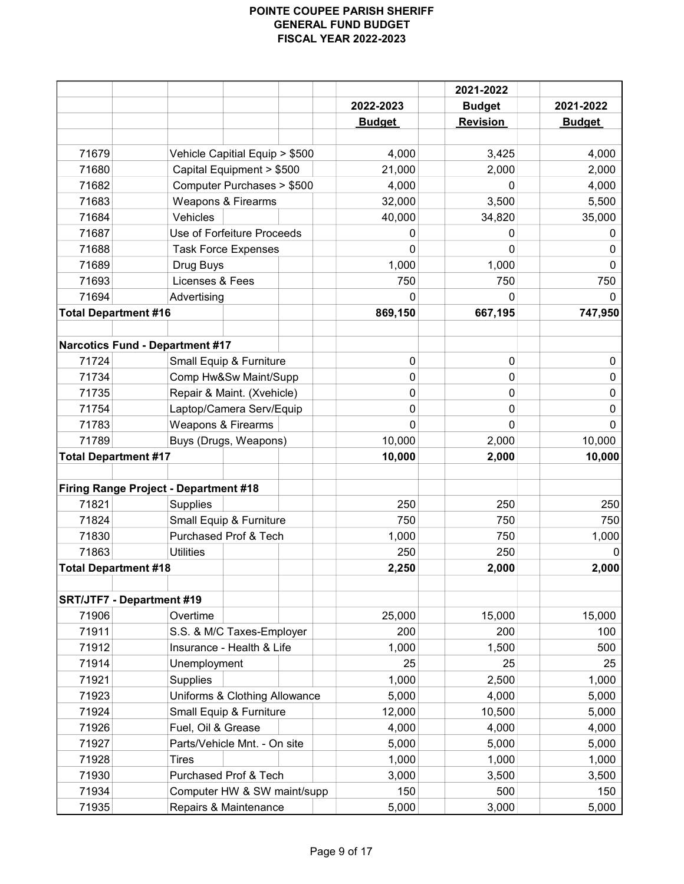# POINTE COUPEE PARISH SHERIFF
## GENERAL FUND BUDGET
## FISCAL YEAR 2022-2023

| | | 2022-2023 Budget | 2021-2022 Budget Revision | 2021-2022 Budget |
|---|---|---|---|---|
| 71679 | Vehicle Capitial Equip > $500 | 4,000 | 3,425 | 4,000 |
| 71680 | Capital Equipment > $500 | 21,000 | 2,000 | 2,000 |
| 71682 | Computer Purchases > $500 | 4,000 | 0 | 4,000 |
| 71683 | Weapons & Firearms | 32,000 | 3,500 | 5,500 |
| 71684 | Vehicles | 40,000 | 34,820 | 35,000 |
| 71687 | Use of Forfeiture Proceeds | 0 | 0 | 0 |
| 71688 | Task Force Expenses | 0 | 0 | 0 |
| 71689 | Drug Buys | 1,000 | 1,000 | 0 |
| 71693 | Licenses & Fees | 750 | 750 | 750 |
| 71694 | Advertising | 0 | 0 | 0 |
| **Total Department #16** | | **869,150** | **667,195** | **747,950** |
| | | | | |
| **Narcotics Fund - Department #17** | | | | |
| 71724 | Small Equip & Furniture | 0 | 0 | 0 |
| 71734 | Comp Hw&Sw Maint/Supp | 0 | 0 | 0 |
| 71735 | Repair & Maint. (Xvehicle) | 0 | 0 | 0 |
| 71754 | Laptop/Camera Serv/Equip | 0 | 0 | 0 |
| 71783 | Weapons & Firearms | 0 | 0 | 0 |
| 71789 | Buys (Drugs, Weapons) | 10,000 | 2,000 | 10,000 |
| **Total Department #17** | | **10,000** | **2,000** | **10,000** |
| | | | | |
| **Firing Range Project - Department #18** | | | | |
| 71821 | Supplies | 250 | 250 | 250 |
| 71824 | Small Equip & Furniture | 750 | 750 | 750 |
| 71830 | Purchased Prof & Tech | 1,000 | 750 | 1,000 |
| 71863 | Utilities | 250 | 250 | 0 |
| **Total Department #18** | | **2,250** | **2,000** | **2,000** |
| | | | | |
| **SRT/JTF7 - Department #19** | | | | |
| 71906 | Overtime | 25,000 | 15,000 | 15,000 |
| 71911 | S.S. & M/C Taxes-Employer | 200 | 200 | 100 |
| 71912 | Insurance - Health & Life | 1,000 | 1,500 | 500 |
| 71914 | Unemployment | 25 | 25 | 25 |
| 71921 | Supplies | 1,000 | 2,500 | 1,000 |
| 71923 | Uniforms & Clothing Allowance | 5,000 | 4,000 | 5,000 |
| 71924 | Small Equip & Furniture | 12,000 | 10,500 | 5,000 |
| 71926 | Fuel, Oil & Grease | 4,000 | 4,000 | 4,000 |
| 71927 | Parts/Vehicle Mnt. - On site | 5,000 | 5,000 | 5,000 |
| 71928 | Tires | 1,000 | 1,000 | 1,000 |
| 71930 | Purchased Prof & Tech | 3,000 | 3,500 | 3,500 |
| 71934 | Computer HW & SW maint/supp | 150 | 500 | 150 |
| 71935 | Repairs & Maintenance | 5,000 | 3,000 | 5,000 |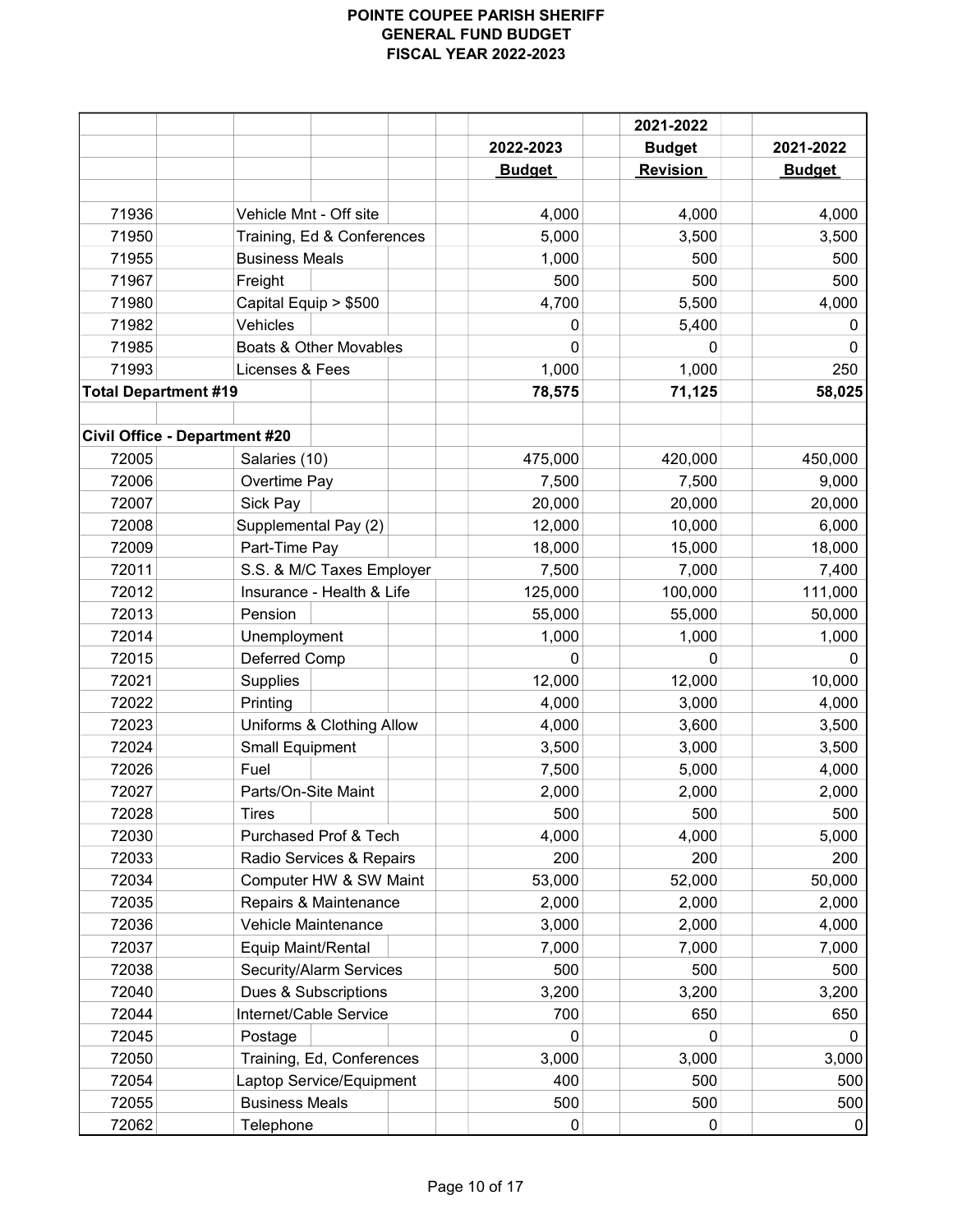# POINTE COUPEE PARISH SHERIFF
## GENERAL FUND BUDGET
## FISCAL YEAR 2022-2023

| | | 2022-2023 Budget | 2021-2022 Budget Revision | 2021-2022 Budget |
|---|---|---|---|---|
| 71936 | Vehicle Mnt - Off site | 4,000 | 4,000 | 4,000 |
| 71950 | Training, Ed & Conferences | 5,000 | 3,500 | 3,500 |
| 71955 | Business Meals | 1,000 | 500 | 500 |
| 71967 | Freight | 500 | 500 | 500 |
| 71980 | Capital Equip > $500 | 4,700 | 5,500 | 4,000 |
| 71982 | Vehicles | 0 | 5,400 | 0 |
| 71985 | Boats & Other Movables | 0 | 0 | 0 |
| 71993 | Licenses & Fees | 1,000 | 1,000 | 250 |
| **Total Department #19** | | **78,575** | **71,125** | **58,025** |
| | | | | |
| **Civil Office - Department #20** | | | | |
| 72005 | Salaries (10) | 475,000 | 420,000 | 450,000 |
| 72006 | Overtime Pay | 7,500 | 7,500 | 9,000 |
| 72007 | Sick Pay | 20,000 | 20,000 | 20,000 |
| 72008 | Supplemental Pay (2) | 12,000 | 10,000 | 6,000 |
| 72009 | Part-Time Pay | 18,000 | 15,000 | 18,000 |
| 72011 | S.S. & M/C Taxes Employer | 7,500 | 7,000 | 7,400 |
| 72012 | Insurance - Health & Life | 125,000 | 100,000 | 111,000 |
| 72013 | Pension | 55,000 | 55,000 | 50,000 |
| 72014 | Unemployment | 1,000 | 1,000 | 1,000 |
| 72015 | Deferred Comp | 0 | 0 | 0 |
| 72021 | Supplies | 12,000 | 12,000 | 10,000 |
| 72022 | Printing | 4,000 | 3,000 | 4,000 |
| 72023 | Uniforms & Clothing Allow | 4,000 | 3,600 | 3,500 |
| 72024 | Small Equipment | 3,500 | 3,000 | 3,500 |
| 72026 | Fuel | 7,500 | 5,000 | 4,000 |
| 72027 | Parts/On-Site Maint | 2,000 | 2,000 | 2,000 |
| 72028 | Tires | 500 | 500 | 500 |
| 72030 | Purchased Prof & Tech | 4,000 | 4,000 | 5,000 |
| 72033 | Radio Services & Repairs | 200 | 200 | 200 |
| 72034 | Computer HW & SW Maint | 53,000 | 52,000 | 50,000 |
| 72035 | Repairs & Maintenance | 2,000 | 2,000 | 2,000 |
| 72036 | Vehicle Maintenance | 3,000 | 2,000 | 4,000 |
| 72037 | Equip Maint/Rental | 7,000 | 7,000 | 7,000 |
| 72038 | Security/Alarm Services | 500 | 500 | 500 |
| 72040 | Dues & Subscriptions | 3,200 | 3,200 | 3,200 |
| 72044 | Internet/Cable Service | 700 | 650 | 650 |
| 72045 | Postage | 0 | 0 | 0 |
| 72050 | Training, Ed, Conferences | 3,000 | 3,000 | 3,000 |
| 72054 | Laptop Service/Equipment | 400 | 500 | 500 |
| 72055 | Business Meals | 500 | 500 | 500 |
| 72062 | Telephone | 0 | 0 | 0 |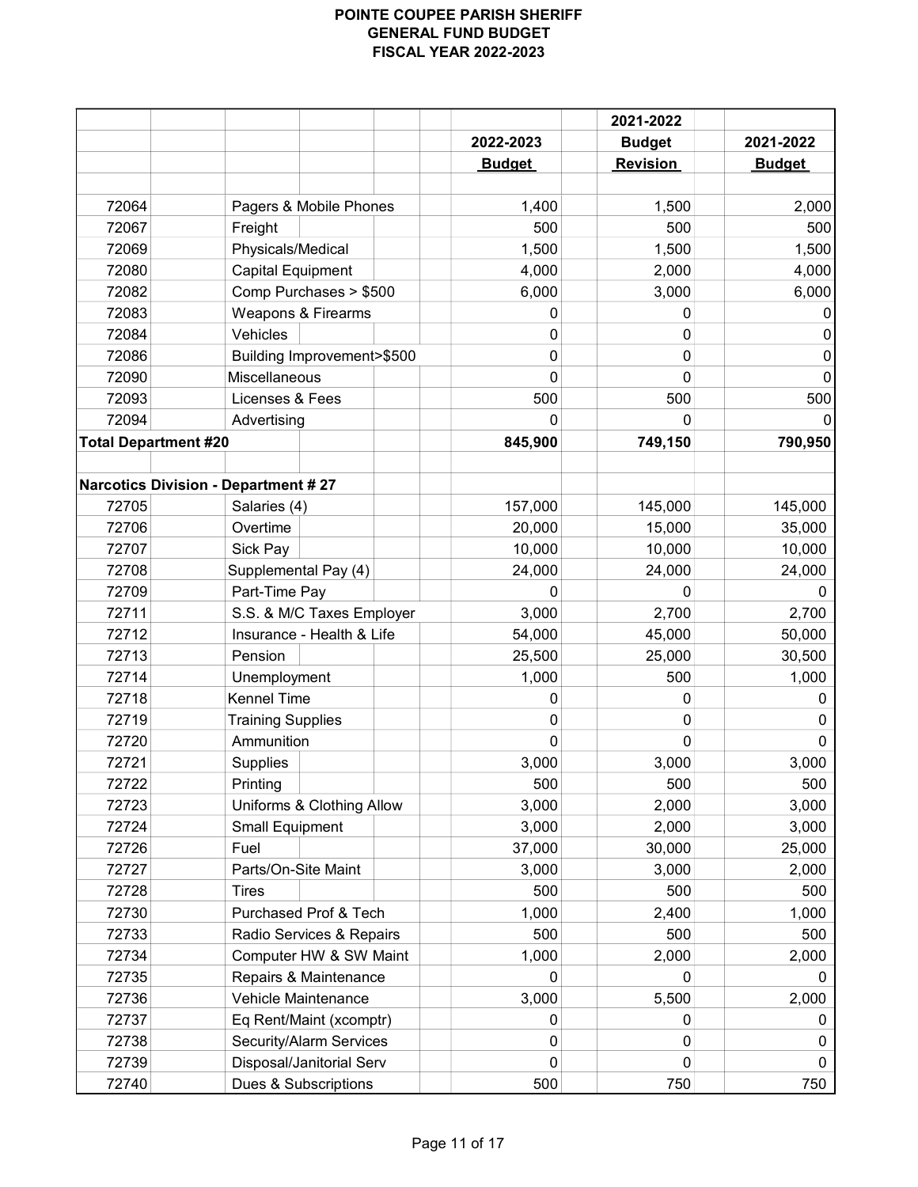# POINTE COUPEE PARISH SHERIFF
## GENERAL FUND BUDGET
## FISCAL YEAR 2022-2023

| | | 2022-2023 Budget | 2021-2022 Budget Revision | 2021-2022 Budget |
|---|---|---|---|---|
| 72064 | Pagers & Mobile Phones | 1,400 | 1,500 | 2,000 |
| 72067 | Freight | 500 | 500 | 500 |
| 72069 | Physicals/Medical | 1,500 | 1,500 | 1,500 |
| 72080 | Capital Equipment | 4,000 | 2,000 | 4,000 |
| 72082 | Comp Purchases > $500 | 6,000 | 3,000 | 6,000 |
| 72083 | Weapons & Firearms | 0 | 0 | 0 |
| 72084 | Vehicles | 0 | 0 | 0 |
| 72086 | Building Improvement>$500 | 0 | 0 | 0 |
| 72090 | Miscellaneous | 0 | 0 | 0 |
| 72093 | Licenses & Fees | 500 | 500 | 500 |
| 72094 | Advertising | 0 | 0 | 0 |
| **Total Department #20** | | **845,900** | **749,150** | **790,950** |
| | | | | |
| **Narcotics Division - Department # 27** | | | | |
| 72705 | Salaries (4) | 157,000 | 145,000 | 145,000 |
| 72706 | Overtime | 20,000 | 15,000 | 35,000 |
| 72707 | Sick Pay | 10,000 | 10,000 | 10,000 |
| 72708 | Supplemental Pay (4) | 24,000 | 24,000 | 24,000 |
| 72709 | Part-Time Pay | 0 | 0 | 0 |
| 72711 | S.S. & M/C Taxes Employer | 3,000 | 2,700 | 2,700 |
| 72712 | Insurance - Health & Life | 54,000 | 45,000 | 50,000 |
| 72713 | Pension | 25,500 | 25,000 | 30,500 |
| 72714 | Unemployment | 1,000 | 500 | 1,000 |
| 72718 | Kennel Time | 0 | 0 | 0 |
| 72719 | Training Supplies | 0 | 0 | 0 |
| 72720 | Ammunition | 0 | 0 | 0 |
| 72721 | Supplies | 3,000 | 3,000 | 3,000 |
| 72722 | Printing | 500 | 500 | 500 |
| 72723 | Uniforms & Clothing Allow | 3,000 | 2,000 | 3,000 |
| 72724 | Small Equipment | 3,000 | 2,000 | 3,000 |
| 72726 | Fuel | 37,000 | 30,000 | 25,000 |
| 72727 | Parts/On-Site Maint | 3,000 | 3,000 | 2,000 |
| 72728 | Tires | 500 | 500 | 500 |
| 72730 | Purchased Prof & Tech | 1,000 | 2,400 | 1,000 |
| 72733 | Radio Services & Repairs | 500 | 500 | 500 |
| 72734 | Computer HW & SW Maint | 1,000 | 2,000 | 2,000 |
| 72735 | Repairs & Maintenance | 0 | 0 | 0 |
| 72736 | Vehicle Maintenance | 3,000 | 5,500 | 2,000 |
| 72737 | Eq Rent/Maint (xcomptr) | 0 | 0 | 0 |
| 72738 | Security/Alarm Services | 0 | 0 | 0 |
| 72739 | Disposal/Janitorial Serv | 0 | 0 | 0 |
| 72740 | Dues & Subscriptions | 500 | 750 | 750 |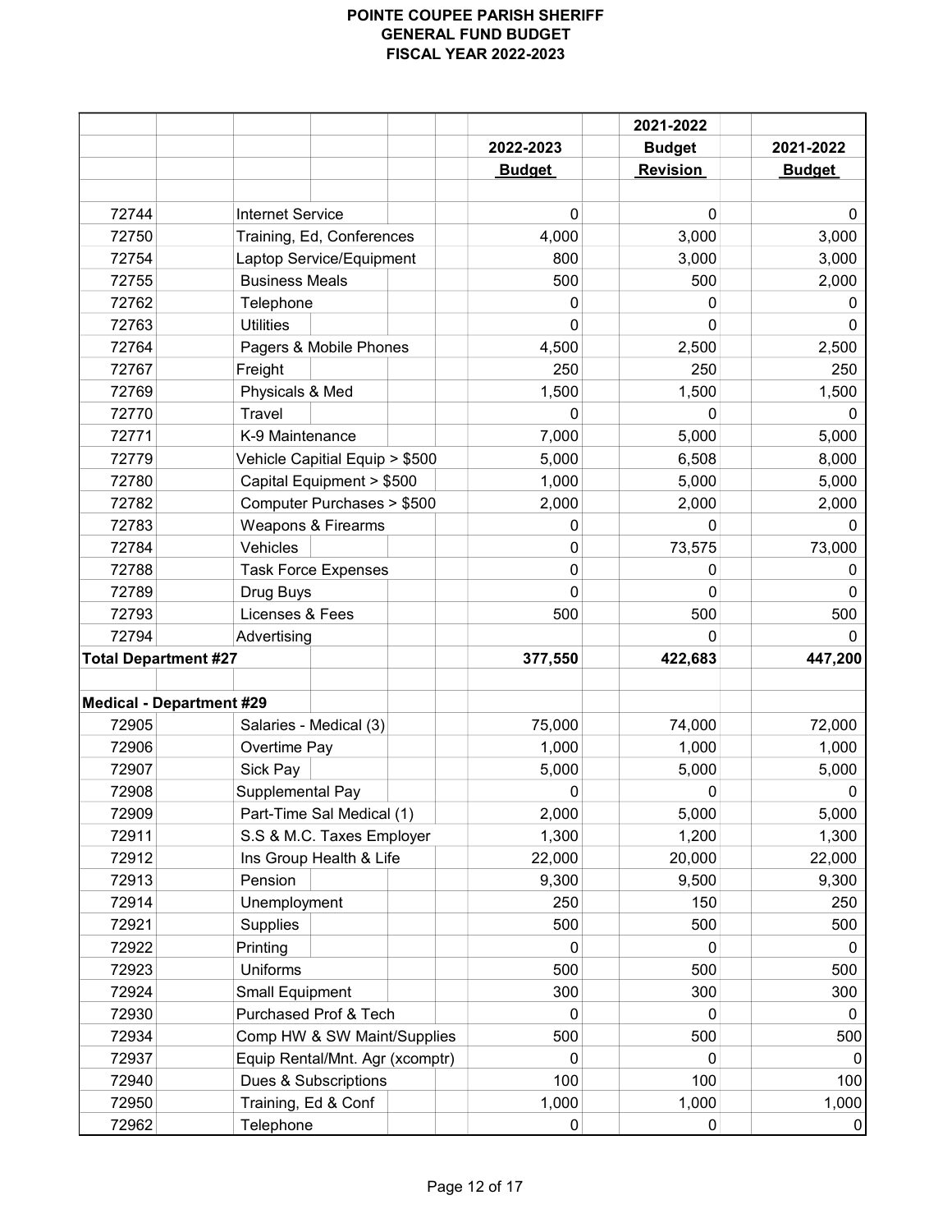# POINTE COUPEE PARISH SHERIFF
## GENERAL FUND BUDGET
## FISCAL YEAR 2022-2023

| | | 2022-2023 Budget | 2021-2022 Budget Revision | 2021-2022 Budget |
|---|---|---|---|---|
| 72744 | Internet Service | 0 | 0 | 0 |
| 72750 | Training, Ed, Conferences | 4,000 | 3,000 | 3,000 |
| 72754 | Laptop Service/Equipment | 800 | 3,000 | 3,000 |
| 72755 | Business Meals | 500 | 500 | 2,000 |
| 72762 | Telephone | 0 | 0 | 0 |
| 72763 | Utilities | 0 | 0 | 0 |
| 72764 | Pagers & Mobile Phones | 4,500 | 2,500 | 2,500 |
| 72767 | Freight | 250 | 250 | 250 |
| 72769 | Physicals & Med | 1,500 | 1,500 | 1,500 |
| 72770 | Travel | 0 | 0 | 0 |
| 72771 | K-9 Maintenance | 7,000 | 5,000 | 5,000 |
| 72779 | Vehicle Capitial Equip > $500 | 5,000 | 6,508 | 8,000 |
| 72780 | Capital Equipment > $500 | 1,000 | 5,000 | 5,000 |
| 72782 | Computer Purchases > $500 | 2,000 | 2,000 | 2,000 |
| 72783 | Weapons & Firearms | 0 | 0 | 0 |
| 72784 | Vehicles | 0 | 73,575 | 73,000 |
| 72788 | Task Force Expenses | 0 | 0 | 0 |
| 72789 | Drug Buys | 0 | 0 | 0 |
| 72793 | Licenses & Fees | 500 | 500 | 500 |
| 72794 | Advertising | | 0 | 0 |
| **Total Department #27** | | **377,550** | **422,683** | **447,200** |
| | | | | |
| **Medical - Department #29** | | | | |
| 72905 | Salaries - Medical (3) | 75,000 | 74,000 | 72,000 |
| 72906 | Overtime Pay | 1,000 | 1,000 | 1,000 |
| 72907 | Sick Pay | 5,000 | 5,000 | 5,000 |
| 72908 | Supplemental Pay | 0 | 0 | 0 |
| 72909 | Part-Time Sal Medical (1) | 2,000 | 5,000 | 5,000 |
| 72911 | S.S & M.C. Taxes Employer | 1,300 | 1,200 | 1,300 |
| 72912 | Ins Group Health & Life | 22,000 | 20,000 | 22,000 |
| 72913 | Pension | 9,300 | 9,500 | 9,300 |
| 72914 | Unemployment | 250 | 150 | 250 |
| 72921 | Supplies | 500 | 500 | 500 |
| 72922 | Printing | 0 | 0 | 0 |
| 72923 | Uniforms | 500 | 500 | 500 |
| 72924 | Small Equipment | 300 | 300 | 300 |
| 72930 | Purchased Prof & Tech | 0 | 0 | 0 |
| 72934 | Comp HW & SW Maint/Supplies | 500 | 500 | 500 |
| 72937 | Equip Rental/Mnt. Agr (xcomptr) | 0 | 0 | 0 |
| 72940 | Dues & Subscriptions | 100 | 100 | 100 |
| 72950 | Training, Ed & Conf | 1,000 | 1,000 | 1,000 |
| 72962 | Telephone | 0 | 0 | 0 |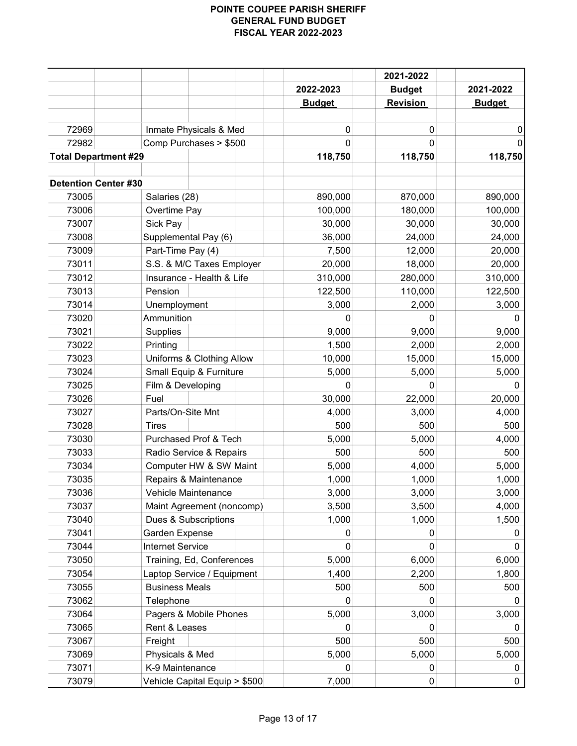**POINTE COUPEE PARISH SHERIFF**
**GENERAL FUND BUDGET**
**FISCAL YEAR 2022-2023**

| | | 2022-2023 Budget | 2021-2022 Budget Revision | 2021-2022 Budget |
|---|---|---|---|---|
| 72969 | Inmate Physicals & Med | 0 | 0 | 0 |
| 72982 | Comp Purchases > $500 | 0 | 0 | 0 |
| **Total Department #29** | | **118,750** | **118,750** | **118,750** |
| | | | | |
| **Detention Center #30** | | | | |
| 73005 | Salaries (28) | 890,000 | 870,000 | 890,000 |
| 73006 | Overtime Pay | 100,000 | 180,000 | 100,000 |
| 73007 | Sick Pay | 30,000 | 30,000 | 30,000 |
| 73008 | Supplemental Pay (6) | 36,000 | 24,000 | 24,000 |
| 73009 | Part-Time Pay (4) | 7,500 | 12,000 | 20,000 |
| 73011 | S.S. & M/C Taxes Employer | 20,000 | 18,000 | 20,000 |
| 73012 | Insurance - Health & Life | 310,000 | 280,000 | 310,000 |
| 73013 | Pension | 122,500 | 110,000 | 122,500 |
| 73014 | Unemployment | 3,000 | 2,000 | 3,000 |
| 73020 | Ammunition | 0 | 0 | 0 |
| 73021 | Supplies | 9,000 | 9,000 | 9,000 |
| 73022 | Printing | 1,500 | 2,000 | 2,000 |
| 73023 | Uniforms & Clothing Allow | 10,000 | 15,000 | 15,000 |
| 73024 | Small Equip & Furniture | 5,000 | 5,000 | 5,000 |
| 73025 | Film & Developing | 0 | 0 | 0 |
| 73026 | Fuel | 30,000 | 22,000 | 20,000 |
| 73027 | Parts/On-Site Mnt | 4,000 | 3,000 | 4,000 |
| 73028 | Tires | 500 | 500 | 500 |
| 73030 | Purchased Prof & Tech | 5,000 | 5,000 | 4,000 |
| 73033 | Radio Service & Repairs | 500 | 500 | 500 |
| 73034 | Computer HW & SW Maint | 5,000 | 4,000 | 5,000 |
| 73035 | Repairs & Maintenance | 1,000 | 1,000 | 1,000 |
| 73036 | Vehicle Maintenance | 3,000 | 3,000 | 3,000 |
| 73037 | Maint Agreement (noncomp) | 3,500 | 3,500 | 4,000 |
| 73040 | Dues & Subscriptions | 1,000 | 1,000 | 1,500 |
| 73041 | Garden Expense | 0 | 0 | 0 |
| 73044 | Internet Service | 0 | 0 | 0 |
| 73050 | Training, Ed, Conferences | 5,000 | 6,000 | 6,000 |
| 73054 | Laptop Service / Equipment | 1,400 | 2,200 | 1,800 |
| 73055 | Business Meals | 500 | 500 | 500 |
| 73062 | Telephone | 0 | 0 | 0 |
| 73064 | Pagers & Mobile Phones | 5,000 | 3,000 | 3,000 |
| 73065 | Rent & Leases | 0 | 0 | 0 |
| 73067 | Freight | 500 | 500 | 500 |
| 73069 | Physicals & Med | 5,000 | 5,000 | 5,000 |
| 73071 | K-9 Maintenance | 0 | 0 | 0 |
| 73079 | Vehicle Capital Equip > $500 | 7,000 | 0 | 0 |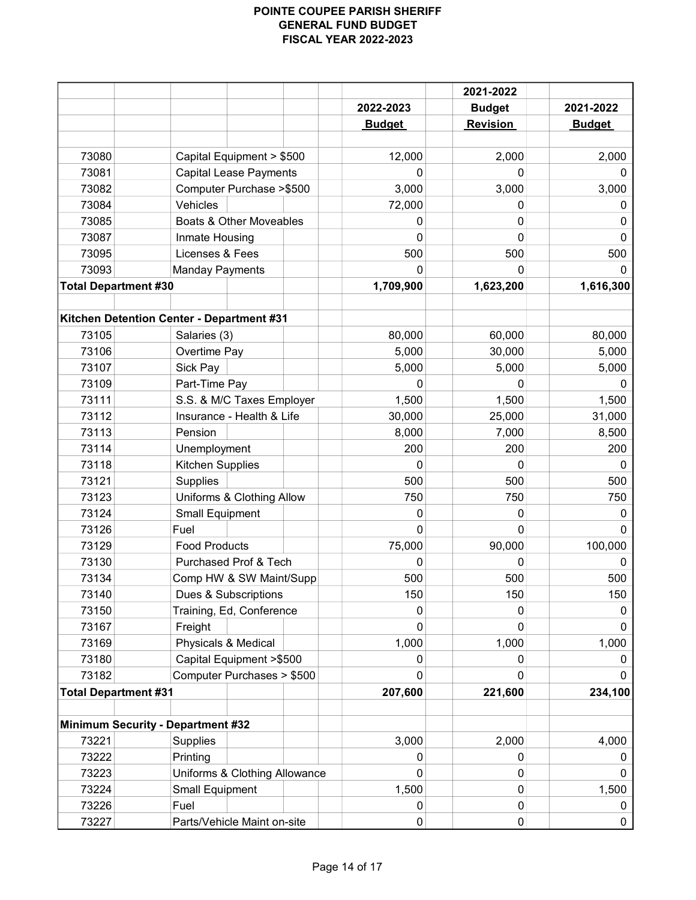# POINTE COUPEE PARISH SHERIFF
## GENERAL FUND BUDGET
## FISCAL YEAR 2022-2023

| | | 2022-2023 Budget | 2021-2022 Budget Revision | 2021-2022 Budget |
|---|---|---|---|---|
| 73080 | Capital Equipment > $500 | 12,000 | 2,000 | 2,000 |
| 73081 | Capital Lease Payments | 0 | 0 | 0 |
| 73082 | Computer Purchase >$500 | 3,000 | 3,000 | 3,000 |
| 73084 | Vehicles | 72,000 | 0 | 0 |
| 73085 | Boats & Other Moveables | 0 | 0 | 0 |
| 73087 | Inmate Housing | 0 | 0 | 0 |
| 73095 | Licenses & Fees | 500 | 500 | 500 |
| 73093 | Manday Payments | 0 | 0 | 0 |
| **Total Department #30** | | **1,709,900** | **1,623,200** | **1,616,300** |
| | | | | |
| **Kitchen Detention Center - Department #31** | | | | |
| 73105 | Salaries (3) | 80,000 | 60,000 | 80,000 |
| 73106 | Overtime Pay | 5,000 | 30,000 | 5,000 |
| 73107 | Sick Pay | 5,000 | 5,000 | 5,000 |
| 73109 | Part-Time Pay | 0 | 0 | 0 |
| 73111 | S.S. & M/C Taxes Employer | 1,500 | 1,500 | 1,500 |
| 73112 | Insurance - Health & Life | 30,000 | 25,000 | 31,000 |
| 73113 | Pension | 8,000 | 7,000 | 8,500 |
| 73114 | Unemployment | 200 | 200 | 200 |
| 73118 | Kitchen Supplies | 0 | 0 | 0 |
| 73121 | Supplies | 500 | 500 | 500 |
| 73123 | Uniforms & Clothing Allow | 750 | 750 | 750 |
| 73124 | Small Equipment | 0 | 0 | 0 |
| 73126 | Fuel | 0 | 0 | 0 |
| 73129 | Food Products | 75,000 | 90,000 | 100,000 |
| 73130 | Purchased Prof & Tech | 0 | 0 | 0 |
| 73134 | Comp HW & SW Maint/Supp | 500 | 500 | 500 |
| 73140 | Dues & Subscriptions | 150 | 150 | 150 |
| 73150 | Training, Ed, Conference | 0 | 0 | 0 |
| 73167 | Freight | 0 | 0 | 0 |
| 73169 | Physicals & Medical | 1,000 | 1,000 | 1,000 |
| 73180 | Capital Equipment >$500 | 0 | 0 | 0 |
| 73182 | Computer Purchases > $500 | 0 | 0 | 0 |
| **Total Department #31** | | **207,600** | **221,600** | **234,100** |
| | | | | |
| **Minimum Security - Department #32** | | | | |
| 73221 | Supplies | 3,000 | 2,000 | 4,000 |
| 73222 | Printing | 0 | 0 | 0 |
| 73223 | Uniforms & Clothing Allowance | 0 | 0 | 0 |
| 73224 | Small Equipment | 1,500 | 0 | 1,500 |
| 73226 | Fuel | 0 | 0 | 0 |
| 73227 | Parts/Vehicle Maint on-site | 0 | 0 | 0 |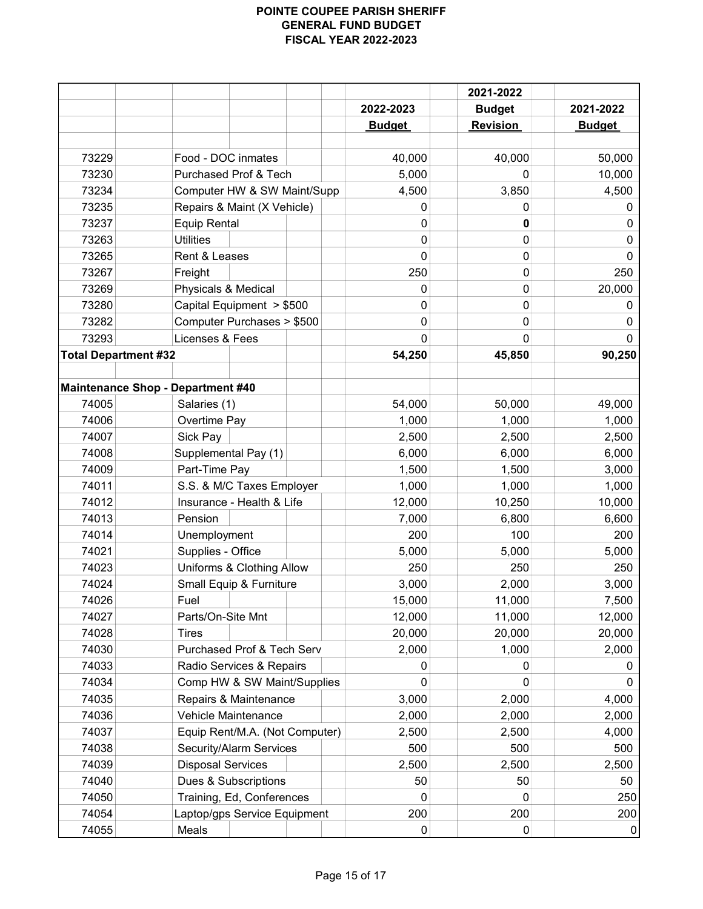**POINTE COUPEE PARISH SHERIFF**
**GENERAL FUND BUDGET**
**FISCAL YEAR 2022-2023**

| | | 2022-2023 Budget | 2021-2022 Budget Revision | 2021-2022 Budget |
|---|---|---|---|---|
| 73229 | Food - DOC inmates | 40,000 | 40,000 | 50,000 |
| 73230 | Purchased Prof & Tech | 5,000 | 0 | 10,000 |
| 73234 | Computer HW & SW Maint/Supp | 4,500 | 3,850 | 4,500 |
| 73235 | Repairs & Maint (X Vehicle) | 0 | 0 | 0 |
| 73237 | Equip Rental | 0 | **0** | 0 |
| 73263 | Utilities | 0 | 0 | 0 |
| 73265 | Rent & Leases | 0 | 0 | 0 |
| 73267 | Freight | 250 | 0 | 250 |
| 73269 | Physicals & Medical | 0 | 0 | 20,000 |
| 73280 | Capital Equipment > $500 | 0 | 0 | 0 |
| 73282 | Computer Purchases > $500 | 0 | 0 | 0 |
| 73293 | Licenses & Fees | 0 | 0 | 0 |
| **Total Department #32** | | **54,250** | **45,850** | **90,250** |
| | | | | |
| **Maintenance Shop - Department #40** | | | | |
| 74005 | Salaries (1) | 54,000 | 50,000 | 49,000 |
| 74006 | Overtime Pay | 1,000 | 1,000 | 1,000 |
| 74007 | Sick Pay | 2,500 | 2,500 | 2,500 |
| 74008 | Supplemental Pay (1) | 6,000 | 6,000 | 6,000 |
| 74009 | Part-Time Pay | 1,500 | 1,500 | 3,000 |
| 74011 | S.S. & M/C Taxes Employer | 1,000 | 1,000 | 1,000 |
| 74012 | Insurance - Health & Life | 12,000 | 10,250 | 10,000 |
| 74013 | Pension | 7,000 | 6,800 | 6,600 |
| 74014 | Unemployment | 200 | 100 | 200 |
| 74021 | Supplies - Office | 5,000 | 5,000 | 5,000 |
| 74023 | Uniforms & Clothing Allow | 250 | 250 | 250 |
| 74024 | Small Equip & Furniture | 3,000 | 2,000 | 3,000 |
| 74026 | Fuel | 15,000 | 11,000 | 7,500 |
| 74027 | Parts/On-Site Mnt | 12,000 | 11,000 | 12,000 |
| 74028 | Tires | 20,000 | 20,000 | 20,000 |
| 74030 | Purchased Prof & Tech Serv | 2,000 | 1,000 | 2,000 |
| 74033 | Radio Services & Repairs | 0 | 0 | 0 |
| 74034 | Comp HW & SW Maint/Supplies | 0 | 0 | 0 |
| 74035 | Repairs & Maintenance | 3,000 | 2,000 | 4,000 |
| 74036 | Vehicle Maintenance | 2,000 | 2,000 | 2,000 |
| 74037 | Equip Rent/M.A. (Not Computer) | 2,500 | 2,500 | 4,000 |
| 74038 | Security/Alarm Services | 500 | 500 | 500 |
| 74039 | Disposal Services | 2,500 | 2,500 | 2,500 |
| 74040 | Dues & Subscriptions | 50 | 50 | 50 |
| 74050 | Training, Ed, Conferences | 0 | 0 | 250 |
| 74054 | Laptop/gps Service Equipment | 200 | 200 | 200 |
| 74055 | Meals | 0 | 0 | 0 |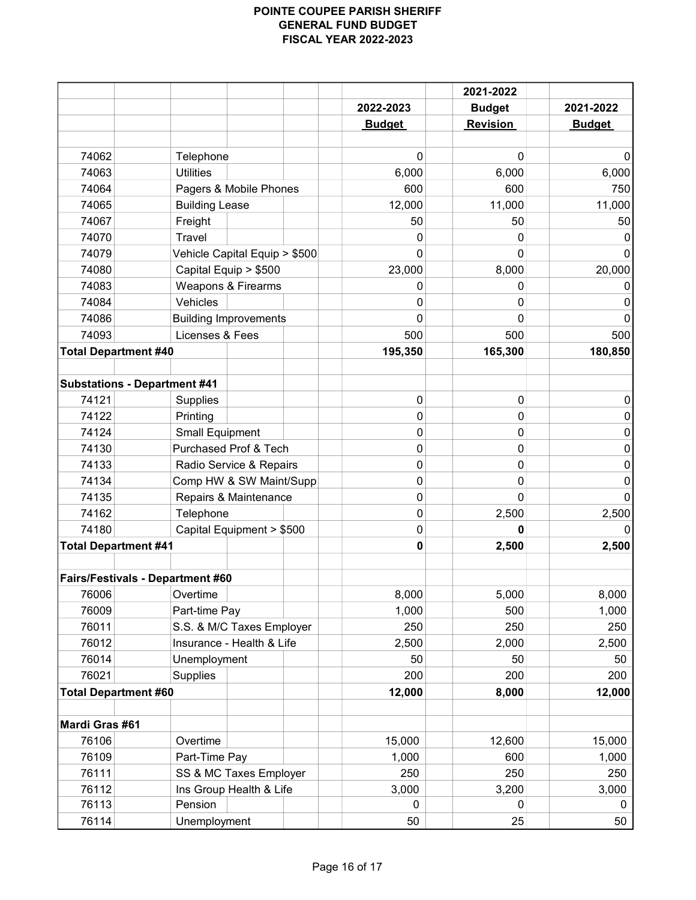# POINTE COUPEE PARISH SHERIFF
## GENERAL FUND BUDGET
## FISCAL YEAR 2022-2023

| | | 2022-2023 Budget | 2021-2022 Budget Revision | 2021-2022 Budget |
|---|---|---|---|---|
| 74062 | Telephone | 0 | 0 | 0 |
| 74063 | Utilities | 6,000 | 6,000 | 6,000 |
| 74064 | Pagers & Mobile Phones | 600 | 600 | 750 |
| 74065 | Building Lease | 12,000 | 11,000 | 11,000 |
| 74067 | Freight | 50 | 50 | 50 |
| 74070 | Travel | 0 | 0 | 0 |
| 74079 | Vehicle Capital Equip > $500 | 0 | 0 | 0 |
| 74080 | Capital Equip > $500 | 23,000 | 8,000 | 20,000 |
| 74083 | Weapons & Firearms | 0 | 0 | 0 |
| 74084 | Vehicles | 0 | 0 | 0 |
| 74086 | Building Improvements | 0 | 0 | 0 |
| 74093 | Licenses & Fees | 500 | 500 | 500 |
| **Total Department #40** | | **195,350** | **165,300** | **180,850** |
| | | | | |
| **Substations - Department #41** | | | | |
| 74121 | Supplies | 0 | 0 | 0 |
| 74122 | Printing | 0 | 0 | 0 |
| 74124 | Small Equipment | 0 | 0 | 0 |
| 74130 | Purchased Prof & Tech | 0 | 0 | 0 |
| 74133 | Radio Service & Repairs | 0 | 0 | 0 |
| 74134 | Comp HW & SW Maint/Supp | 0 | 0 | 0 |
| 74135 | Repairs & Maintenance | 0 | 0 | 0 |
| 74162 | Telephone | 0 | 2,500 | 2,500 |
| 74180 | Capital Equipment > $500 | 0 | **0** | 0 |
| **Total Department #41** | | **0** | **2,500** | **2,500** |
| | | | | |
| **Fairs/Festivals - Department #60** | | | | |
| 76006 | Overtime | 8,000 | 5,000 | 8,000 |
| 76009 | Part-time Pay | 1,000 | 500 | 1,000 |
| 76011 | S.S. & M/C Taxes Employer | 250 | 250 | 250 |
| 76012 | Insurance - Health & Life | 2,500 | 2,000 | 2,500 |
| 76014 | Unemployment | 50 | 50 | 50 |
| 76021 | Supplies | 200 | 200 | 200 |
| **Total Department #60** | | **12,000** | **8,000** | **12,000** |
| | | | | |
| **Mardi Gras #61** | | | | |
| 76106 | Overtime | 15,000 | 12,600 | 15,000 |
| 76109 | Part-Time Pay | 1,000 | 600 | 1,000 |
| 76111 | SS & MC Taxes Employer | 250 | 250 | 250 |
| 76112 | Ins Group Health & Life | 3,000 | 3,200 | 3,000 |
| 76113 | Pension | 0 | 0 | 0 |
| 76114 | Unemployment | 50 | 25 | 50 |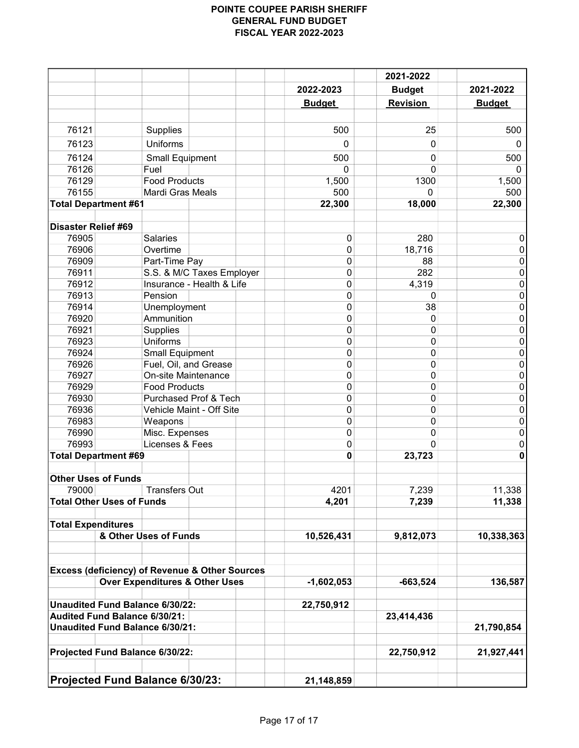# POINTE COUPEE PARISH SHERIFF
## GENERAL FUND BUDGET
## FISCAL YEAR 2022-2023

| | | 2022-2023 Budget | 2021-2022 Budget Revision | 2021-2022 Budget |
|---|---|---|---|---|
| 76121 | Supplies | 500 | 25 | 500 |
| 76123 | Uniforms | 0 | 0 | 0 |
| 76124 | Small Equipment | 500 | 0 | 500 |
| 76126 | Fuel | 0 | 0 | 0 |
| 76129 | Food Products | 1,500 | 1300 | 1,500 |
| 76155 | Mardi Gras Meals | 500 | 0 | 500 |
| **Total Department #61** | | **22,300** | **18,000** | **22,300** |
| **Disaster Relief #69** | | | | |
| 76905 | Salaries | 0 | 280 | 0 |
| 76906 | Overtime | 0 | 18,716 | 0 |
| 76909 | Part-Time Pay | 0 | 88 | 0 |
| 76911 | S.S. & M/C Taxes Employer | 0 | 282 | 0 |
| 76912 | Insurance - Health & Life | 0 | 4,319 | 0 |
| 76913 | Pension | 0 | 0 | 0 |
| 76914 | Unemployment | 0 | 38 | 0 |
| 76920 | Ammunition | 0 | 0 | 0 |
| 76921 | Supplies | 0 | 0 | 0 |
| 76923 | Uniforms | 0 | 0 | 0 |
| 76924 | Small Equipment | 0 | 0 | 0 |
| 76926 | Fuel, Oil, and Grease | 0 | 0 | 0 |
| 76927 | On-site Maintenance | 0 | 0 | 0 |
| 76929 | Food Products | 0 | 0 | 0 |
| 76930 | Purchased Prof & Tech | 0 | 0 | 0 |
| 76936 | Vehicle Maint - Off Site | 0 | 0 | 0 |
| 76983 | Weapons | 0 | 0 | 0 |
| 76990 | Misc. Expenses | 0 | 0 | 0 |
| 76993 | Licenses & Fees | 0 | 0 | 0 |
| **Total Department #69** | | **0** | **23,723** | **0** |
| **Other Uses of Funds** | | | | |
| 79000 | Transfers Out | 4201 | 7,239 | 11,338 |
| **Total Other Uses of Funds** | | **4,201** | **7,239** | **11,338** |
| **Total Expenditures & Other Uses of Funds** | | **10,526,431** | **9,812,073** | **10,338,363** |
| **Excess (deficiency) of Revenue & Other Sources Over Expenditures & Other Uses** | | **-1,602,053** | **-663,524** | **136,587** |
| **Unaudited Fund Balance 6/30/22:** | | **22,750,912** | | |
| **Audited Fund Balance 6/30/21:** | | | **23,414,436** | |
| **Unaudited Fund Balance 6/30/21:** | | | | **21,790,854** |
| **Projected Fund Balance 6/30/22:** | | | **22,750,912** | **21,927,441** |
| **Projected Fund Balance 6/30/23:** | | **21,148,859** | | |